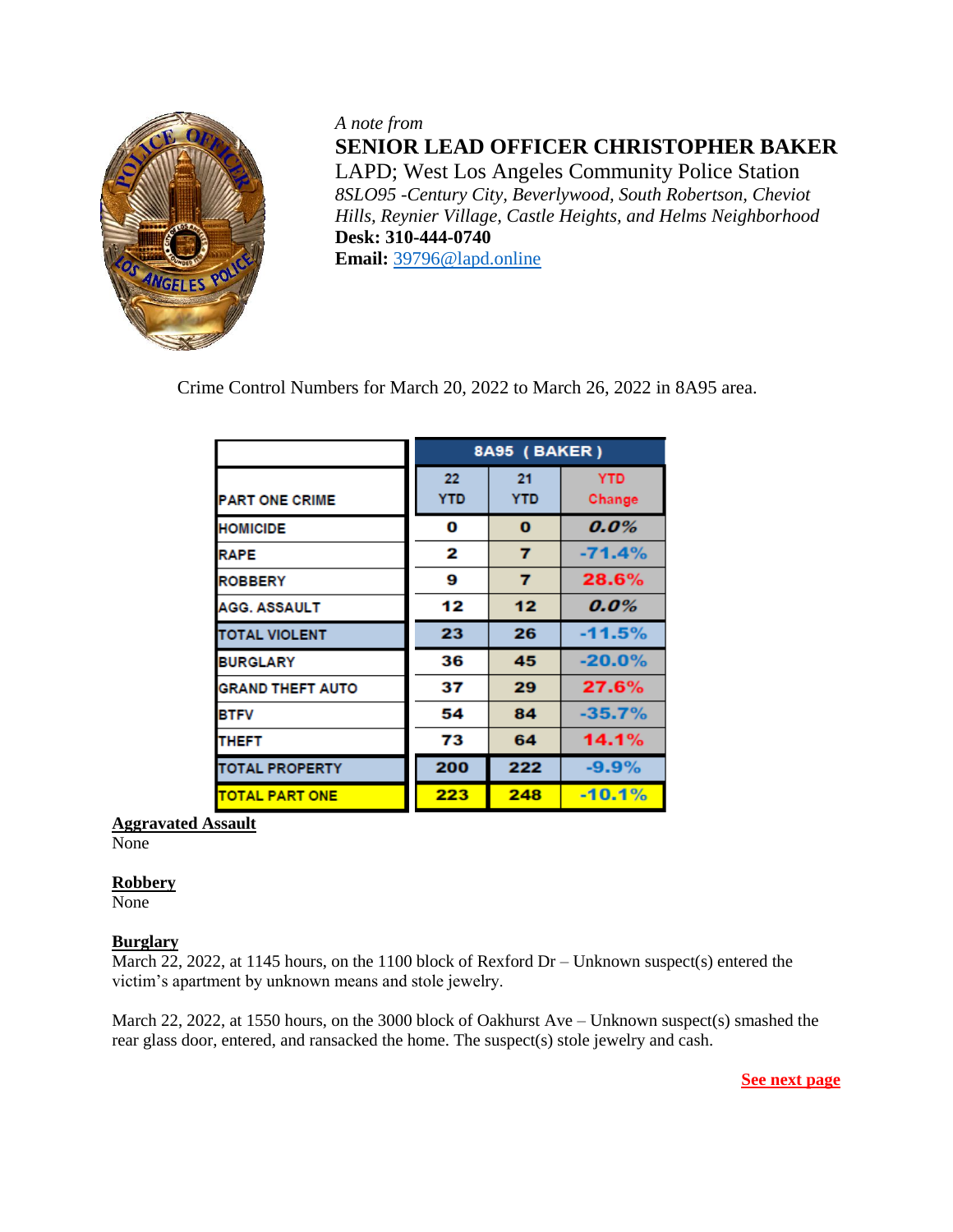*A note from*

**SENIOR LEAD OFFICER CHRISTOPHER BAKER**

LAPD; West Los Angeles Community Police Station

*8SLO95 -Century City, Beverlywood, South Robertson, Cheviot Hills, Reynier Village, Castle Heights, and Helms Neighborhood*

**Desk: 310-444-0740**

**Email:** 39796@lapd.online

Crime Control Numbers for March 20, 2022 to March 26, 2022 in 8A95 area.

| | 8A95 ( BAKER ) | | |
|---|---|---|---|
| PART ONE CRIME | 22 YTD | 21 YTD | YTD Change |
| HOMICIDE | 0 | 0 | 0.0% |
| RAPE | 2 | 7 | -71.4% |
| ROBBERY | 9 | 7 | 28.6% |
| AGG. ASSAULT | 12 | 12 | 0.0% |
| TOTAL VIOLENT | 23 | 26 | -11.5% |
| BURGLARY | 36 | 45 | -20.0% |
| GRAND THEFT AUTO | 37 | 29 | 27.6% |
| BTFV | 54 | 84 | -35.7% |
| THEFT | 73 | 64 | 14.1% |
| TOTAL PROPERTY | 200 | 222 | -9.9% |
| TOTAL PART ONE | 223 | 248 | -10.1% |

**Aggravated Assault**

None

**Robbery**

None

**Burglary**

March 22, 2022, at 1145 hours, on the 1100 block of Rexford Dr – Unknown suspect(s) entered the victim's apartment by unknown means and stole jewelry.

March 22, 2022, at 1550 hours, on the 3000 block of Oakhurst Ave – Unknown suspect(s) smashed the rear glass door, entered, and ransacked the home. The suspect(s) stole jewelry and cash.

**See next page**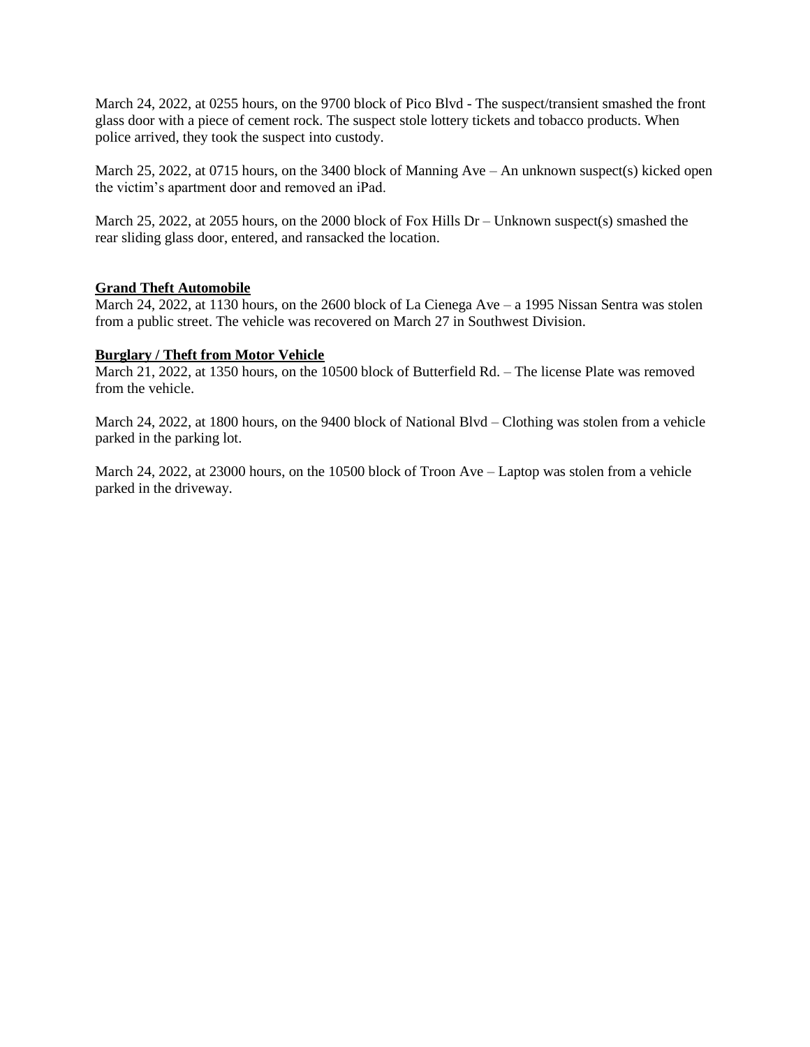March 24, 2022, at 0255 hours, on the 9700 block of Pico Blvd - The suspect/transient smashed the front glass door with a piece of cement rock. The suspect stole lottery tickets and tobacco products. When police arrived, they took the suspect into custody.

March 25, 2022, at 0715 hours, on the 3400 block of Manning Ave – An unknown suspect(s) kicked open the victim's apartment door and removed an iPad.

March 25, 2022, at 2055 hours, on the 2000 block of Fox Hills Dr – Unknown suspect(s) smashed the rear sliding glass door, entered, and ransacked the location.

**Grand Theft Automobile**

March 24, 2022, at 1130 hours, on the 2600 block of La Cienega Ave – a 1995 Nissan Sentra was stolen from a public street. The vehicle was recovered on March 27 in Southwest Division.

**Burglary / Theft from Motor Vehicle**

March 21, 2022, at 1350 hours, on the 10500 block of Butterfield Rd. – The license Plate was removed from the vehicle.

March 24, 2022, at 1800 hours, on the 9400 block of National Blvd – Clothing was stolen from a vehicle parked in the parking lot.

March 24, 2022, at 23000 hours, on the 10500 block of Troon Ave – Laptop was stolen from a vehicle parked in the driveway.